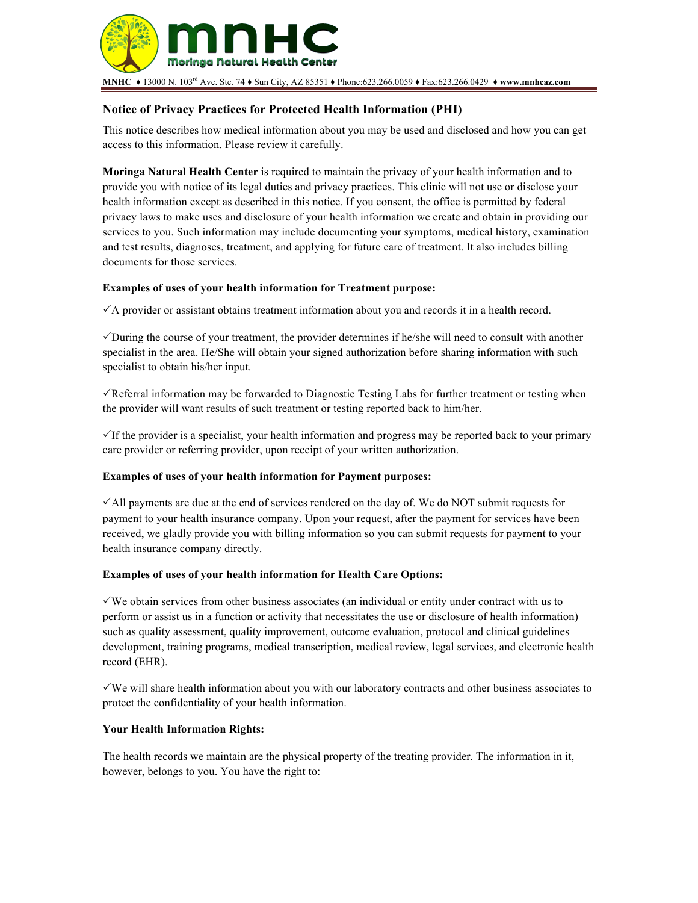**MNHC** ♦ 13000 N. 103rd Ave. Ste. 74 ♦ Sun City, AZ 85351 ♦ Phone:623.266.0059 ♦ Fax:623.266.0429 ♦ **www.mnhcaz.com**

## Notice of Privacy Practices for Protected Health Information (PHI)

This notice describes how medical information about you may be used and disclosed and how you can get access to this information. Please review it carefully.

**Moringa Natural Health Center** is required to maintain the privacy of your health information and to provide you with notice of its legal duties and privacy practices. This clinic will not use or disclose your health information except as described in this notice. If you consent, the office is permitted by federal privacy laws to make uses and disclosure of your health information we create and obtain in providing our services to you. Such information may include documenting your symptoms, medical history, examination and test results, diagnoses, treatment, and applying for future care of treatment. It also includes billing documents for those services.

**Examples of uses of your health information for Treatment purpose:**

✓A provider or assistant obtains treatment information about you and records it in a health record.

✓During the course of your treatment, the provider determines if he/she will need to consult with another specialist in the area. He/She will obtain your signed authorization before sharing information with such specialist to obtain his/her input.

✓Referral information may be forwarded to Diagnostic Testing Labs for further treatment or testing when the provider will want results of such treatment or testing reported back to him/her.

✓If the provider is a specialist, your health information and progress may be reported back to your primary care provider or referring provider, upon receipt of your written authorization.

**Examples of uses of your health information for Payment purposes:**

✓All payments are due at the end of services rendered on the day of. We do NOT submit requests for payment to your health insurance company. Upon your request, after the payment for services have been received, we gladly provide you with billing information so you can submit requests for payment to your health insurance company directly.

**Examples of uses of your health information for Health Care Options:**

✓We obtain services from other business associates (an individual or entity under contract with us to perform or assist us in a function or activity that necessitates the use or disclosure of health information) such as quality assessment, quality improvement, outcome evaluation, protocol and clinical guidelines development, training programs, medical transcription, medical review, legal services, and electronic health record (EHR).

✓We will share health information about you with our laboratory contracts and other business associates to protect the confidentiality of your health information.

**Your Health Information Rights:**

The health records we maintain are the physical property of the treating provider. The information in it, however, belongs to you. You have the right to: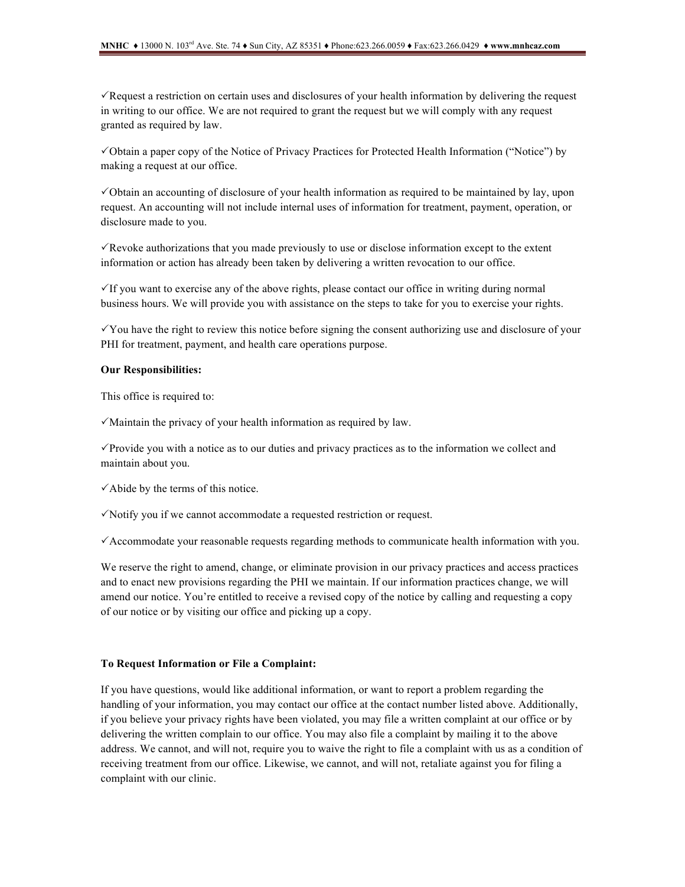✓Request a restriction on certain uses and disclosures of your health information by delivering the request in writing to our office. We are not required to grant the request but we will comply with any request granted as required by law.

✓Obtain a paper copy of the Notice of Privacy Practices for Protected Health Information ("Notice") by making a request at our office.

✓Obtain an accounting of disclosure of your health information as required to be maintained by lay, upon request. An accounting will not include internal uses of information for treatment, payment, operation, or disclosure made to you.

✓Revoke authorizations that you made previously to use or disclose information except to the extent information or action has already been taken by delivering a written revocation to our office.

✓If you want to exercise any of the above rights, please contact our office in writing during normal business hours. We will provide you with assistance on the steps to take for you to exercise your rights.

✓You have the right to review this notice before signing the consent authorizing use and disclosure of your PHI for treatment, payment, and health care operations purpose.

**Our Responsibilities:**

This office is required to:

✓Maintain the privacy of your health information as required by law.

✓Provide you with a notice as to our duties and privacy practices as to the information we collect and maintain about you.

✓Abide by the terms of this notice.

✓Notify you if we cannot accommodate a requested restriction or request.

✓Accommodate your reasonable requests regarding methods to communicate health information with you.

We reserve the right to amend, change, or eliminate provision in our privacy practices and access practices and to enact new provisions regarding the PHI we maintain. If our information practices change, we will amend our notice. You're entitled to receive a revised copy of the notice by calling and requesting a copy of our notice or by visiting our office and picking up a copy.

**To Request Information or File a Complaint:**

If you have questions, would like additional information, or want to report a problem regarding the handling of your information, you may contact our office at the contact number listed above. Additionally, if you believe your privacy rights have been violated, you may file a written complaint at our office or by delivering the written complain to our office. You may also file a complaint by mailing it to the above address. We cannot, and will not, require you to waive the right to file a complaint with us as a condition of receiving treatment from our office. Likewise, we cannot, and will not, retaliate against you for filing a complaint with our clinic.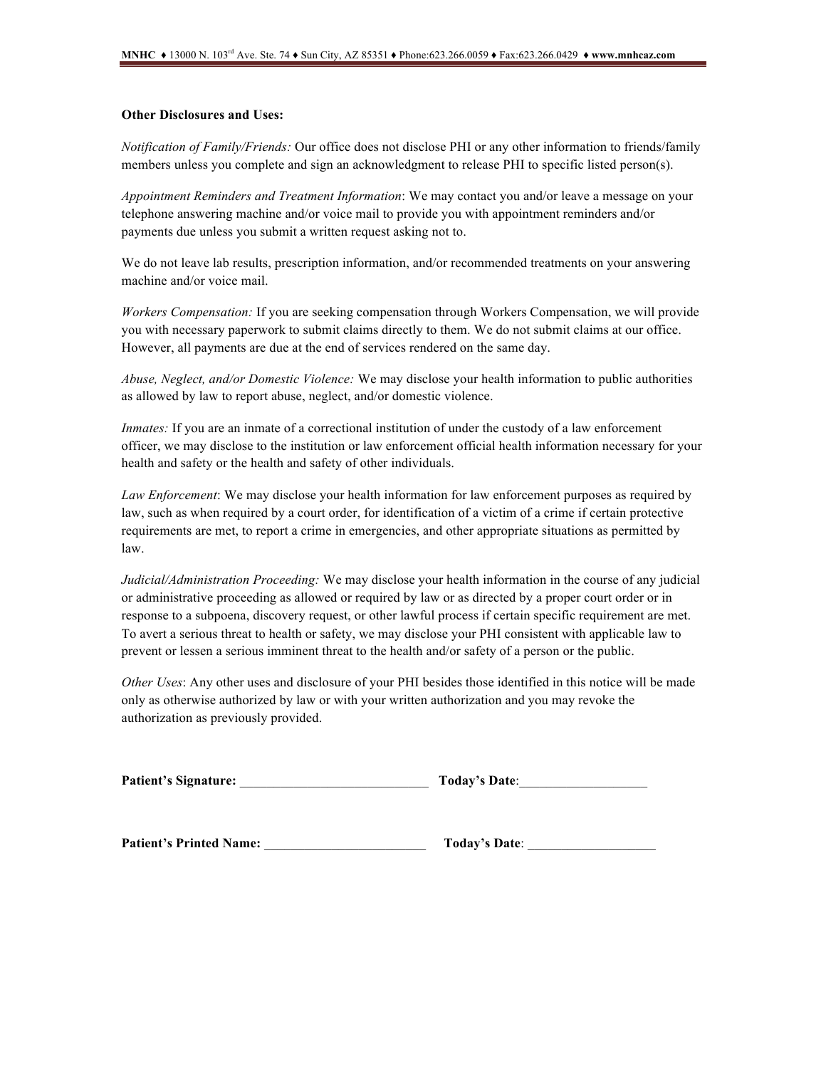**Other Disclosures and Uses:**

*Notification of Family/Friends:* Our office does not disclose PHI or any other information to friends/family members unless you complete and sign an acknowledgment to release PHI to specific listed person(s).

*Appointment Reminders and Treatment Information*: We may contact you and/or leave a message on your telephone answering machine and/or voice mail to provide you with appointment reminders and/or payments due unless you submit a written request asking not to.

We do not leave lab results, prescription information, and/or recommended treatments on your answering machine and/or voice mail.

*Workers Compensation:* If you are seeking compensation through Workers Compensation, we will provide you with necessary paperwork to submit claims directly to them. We do not submit claims at our office. However, all payments are due at the end of services rendered on the same day.

*Abuse, Neglect, and/or Domestic Violence:* We may disclose your health information to public authorities as allowed by law to report abuse, neglect, and/or domestic violence.

*Inmates:* If you are an inmate of a correctional institution of under the custody of a law enforcement officer, we may disclose to the institution or law enforcement official health information necessary for your health and safety or the health and safety of other individuals.

*Law Enforcement*: We may disclose your health information for law enforcement purposes as required by law, such as when required by a court order, for identification of a victim of a crime if certain protective requirements are met, to report a crime in emergencies, and other appropriate situations as permitted by law.

*Judicial/Administration Proceeding:* We may disclose your health information in the course of any judicial or administrative proceeding as allowed or required by law or as directed by a proper court order or in response to a subpoena, discovery request, or other lawful process if certain specific requirement are met. To avert a serious threat to health or safety, we may disclose your PHI consistent with applicable law to prevent or lessen a serious imminent threat to the health and/or safety of a person or the public.

*Other Uses*: Any other uses and disclosure of your PHI besides those identified in this notice will be made only as otherwise authorized by law or with your written authorization and you may revoke the authorization as previously provided.

**Patient's Signature:** ____________________________ **Today's Date**:___________________

**Patient's Printed Name:** ________________________ **Today's Date**: ___________________